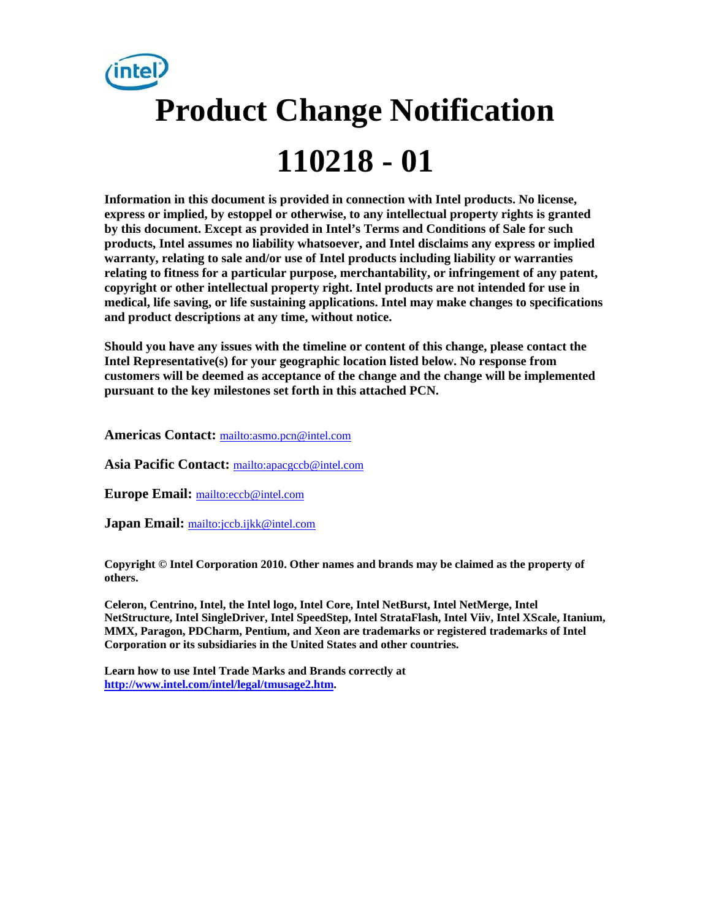# Product Change Notification

# 110218 - 01

**Information in this document is provided in connection with Intel products. No license, express or implied, by estoppel or otherwise, to any intellectual property rights is granted by this document. Except as provided in Intel's Terms and Conditions of Sale for such products, Intel assumes no liability whatsoever, and Intel disclaims any express or implied warranty, relating to sale and/or use of Intel products including liability or warranties relating to fitness for a particular purpose, merchantability, or infringement of any patent, copyright or other intellectual property right. Intel products are not intended for use in medical, life saving, or life sustaining applications. Intel may make changes to specifications and product descriptions at any time, without notice.**

**Should you have any issues with the timeline or content of this change, please contact the Intel Representative(s) for your geographic location listed below. No response from customers will be deemed as acceptance of the change and the change will be implemented pursuant to the key milestones set forth in this attached PCN.**

**Americas Contact:** mailto:asmo.pcn@intel.com

**Asia Pacific Contact:** mailto:apacgccb@intel.com

**Europe Email:** mailto:eccb@intel.com

**Japan Email:** mailto:jccb.ijkk@intel.com

**Copyright © Intel Corporation 2010. Other names and brands may be claimed as the property of others.**

**Celeron, Centrino, Intel, the Intel logo, Intel Core, Intel NetBurst, Intel NetMerge, Intel NetStructure, Intel SingleDriver, Intel SpeedStep, Intel StrataFlash, Intel Viiv, Intel XScale, Itanium, MMX, Paragon, PDCharm, Pentium, and Xeon are trademarks or registered trademarks of Intel Corporation or its subsidiaries in the United States and other countries.**

**Learn how to use Intel Trade Marks and Brands correctly at [http://www.intel.com/intel/legal/tmusage2.htm](http://www.intel.com/intel/legal/tmusage2.htm).**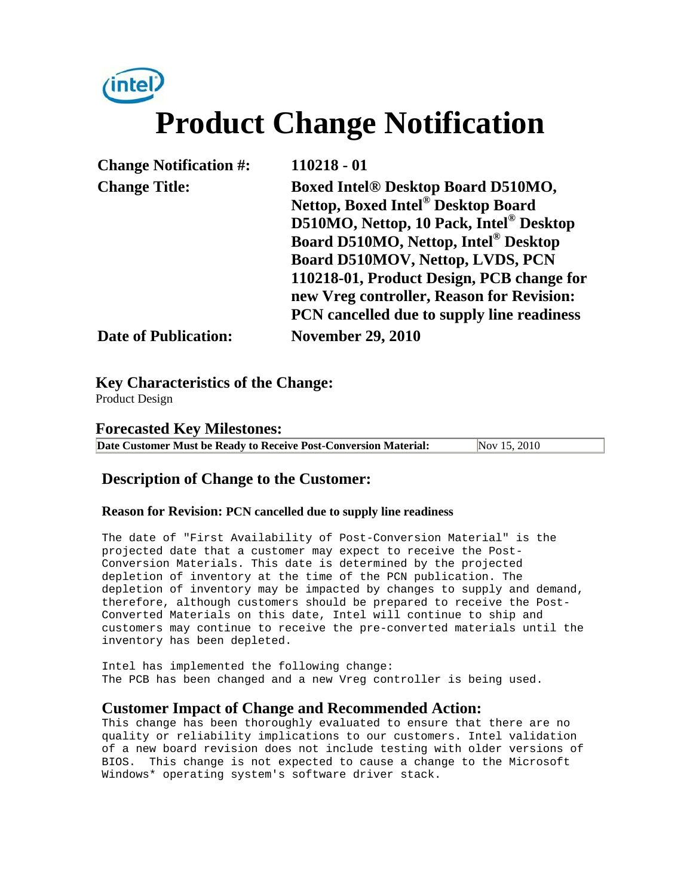# Product Change Notification

| | |
|---|---|
| **Change Notification #:** | **110218 - 01** |
| **Change Title:** | **Boxed Intel® Desktop Board D510MO, Nettop, Boxed Intel® Desktop Board D510MO, Nettop, 10 Pack, Intel® Desktop Board D510MO, Nettop, Intel® Desktop Board D510MOV, Nettop, LVDS, PCN 110218-01, Product Design, PCB change for new Vreg controller, Reason for Revision: PCN cancelled due to supply line readiness** |
| **Date of Publication:** | **November 29, 2010** |

## Key Characteristics of the Change:

Product Design

## Forecasted Key Milestones:

| | |
|---|---|
| **Date Customer Must be Ready to Receive Post-Conversion Material:** | Nov 15, 2010 |

## Description of Change to the Customer:

**Reason for Revision: PCN cancelled due to supply line readiness**

The date of "First Availability of Post-Conversion Material" is the projected date that a customer may expect to receive the Post-Conversion Materials. This date is determined by the projected depletion of inventory at the time of the PCN publication. The depletion of inventory may be impacted by changes to supply and demand, therefore, although customers should be prepared to receive the Post-Converted Materials on this date, Intel will continue to ship and customers may continue to receive the pre-converted materials until the inventory has been depleted.

Intel has implemented the following change:
The PCB has been changed and a new Vreg controller is being used.

## Customer Impact of Change and Recommended Action:

This change has been thoroughly evaluated to ensure that there are no quality or reliability implications to our customers. Intel validation of a new board revision does not include testing with older versions of BIOS. This change is not expected to cause a change to the Microsoft Windows* operating system's software driver stack.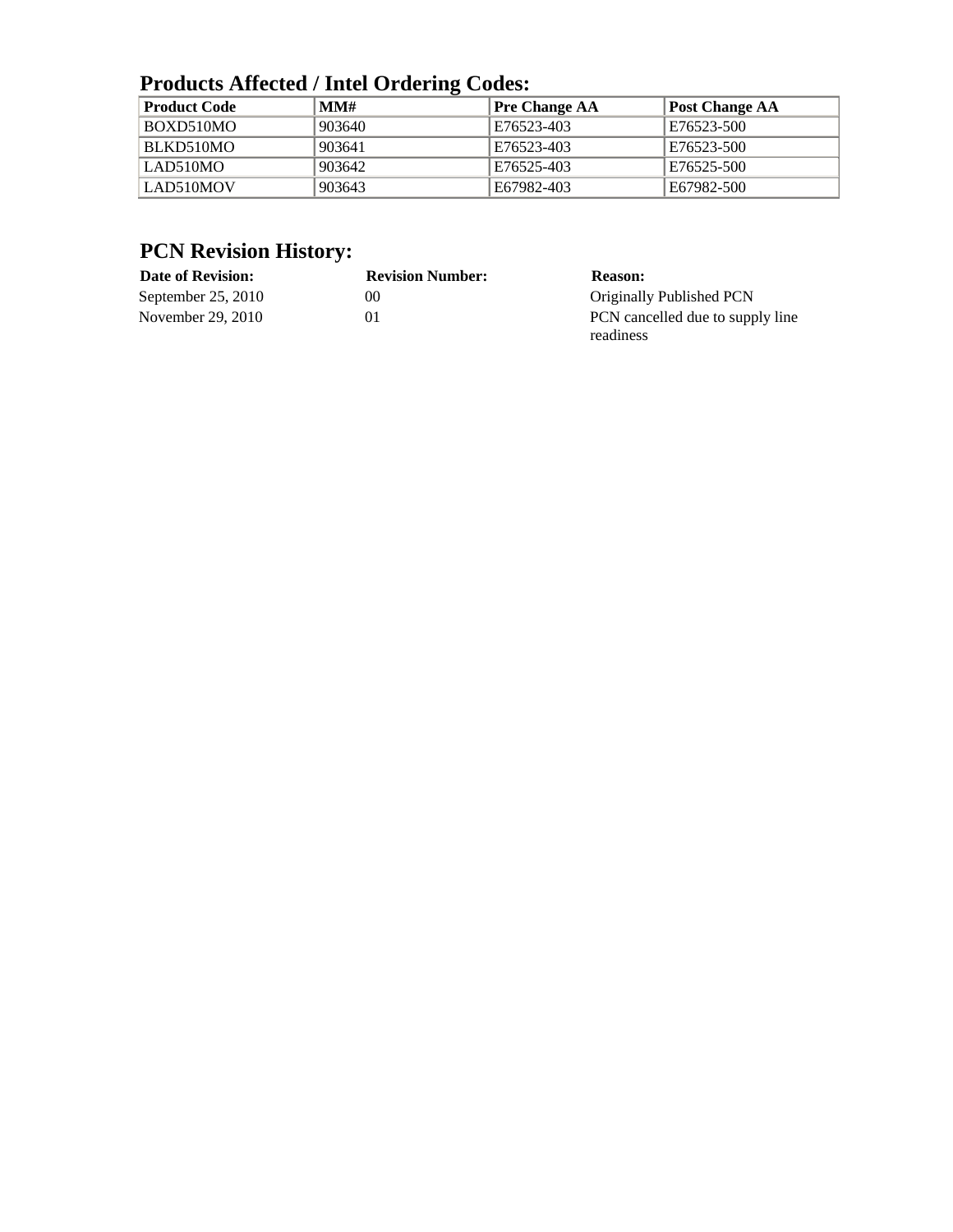## Products Affected / Intel Ordering Codes:

| Product Code | MM# | Pre Change AA | Post Change AA |
|---|---|---|---|
| BOXD510MO | 903640 | E76523-403 | E76523-500 |
| BLKD510MO | 903641 | E76523-403 | E76523-500 |
| LAD510MO | 903642 | E76525-403 | E76525-500 |
| LAD510MOV | 903643 | E67982-403 | E67982-500 |

## PCN Revision History:

| Date of Revision: | Revision Number: | Reason: |
|---|---|---|
| September 25, 2010 | 00 | Originally Published PCN |
| November 29, 2010 | 01 | PCN cancelled due to supply line readiness |